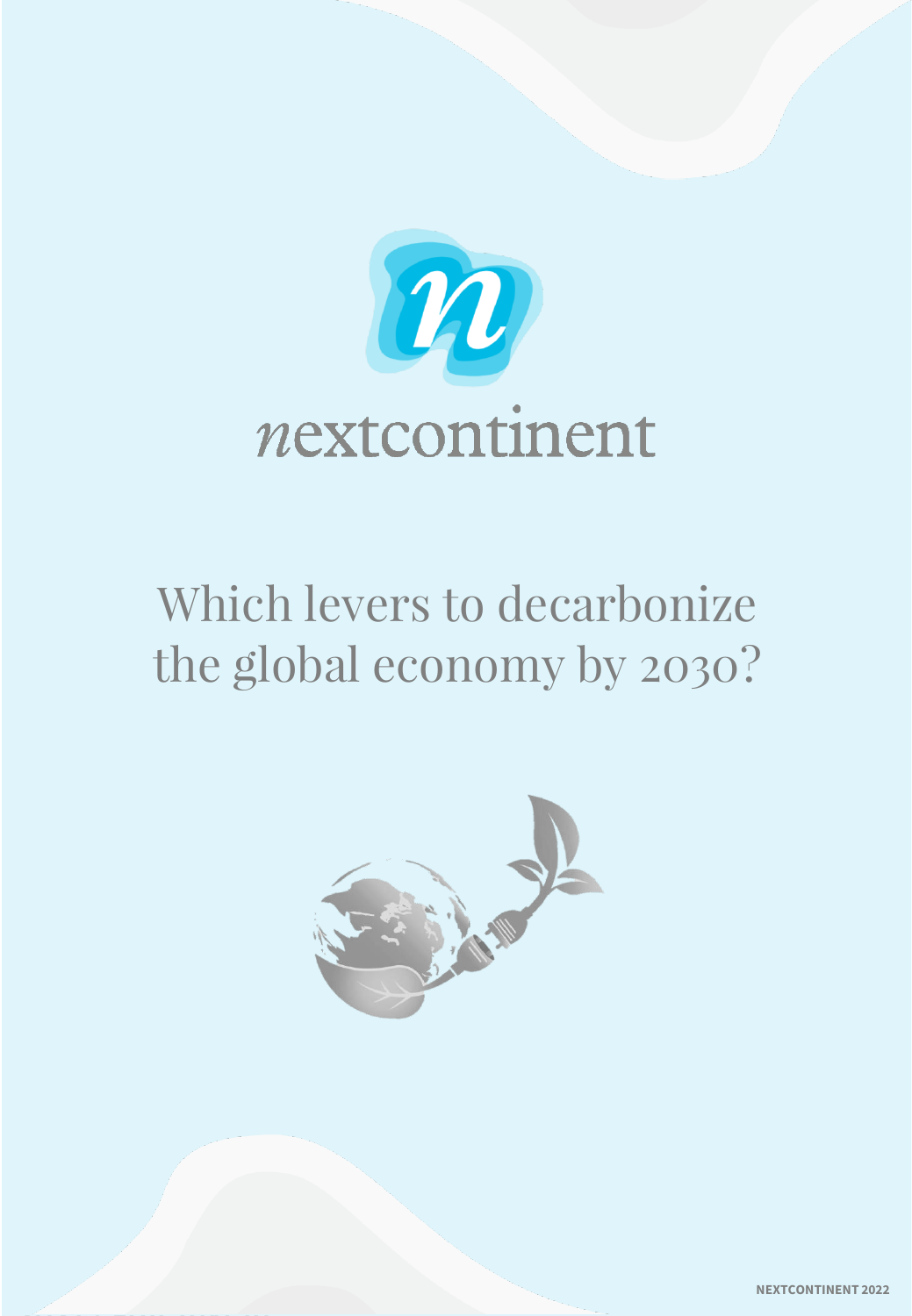nextcontinent

# Which levers to decarbonize the global economy by 2030?

NEXTCONTINENT 2022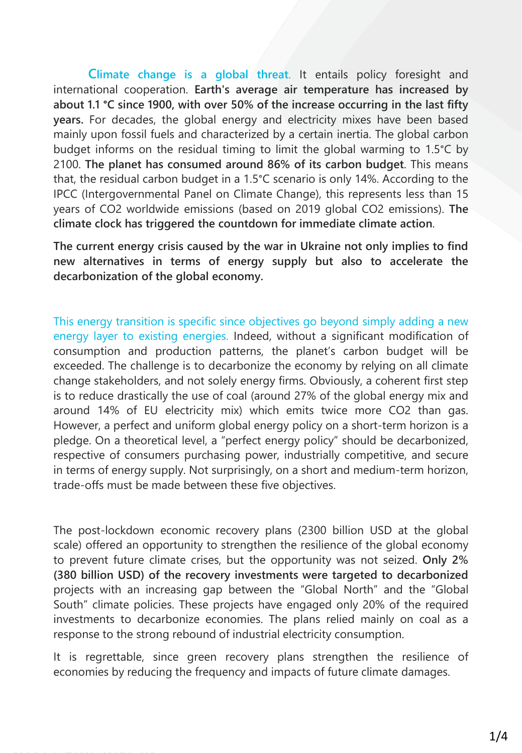**Climate change is a global threat.** It entails policy foresight and international cooperation. **Earth's average air temperature has increased by about 1.1 °C since 1900, with over 50% of the increase occurring in the last fifty years.** For decades, the global energy and electricity mixes have been based mainly upon fossil fuels and characterized by a certain inertia. The global carbon budget informs on the residual timing to limit the global warming to 1.5°C by 2100. **The planet has consumed around 86% of its carbon budget**. This means that, the residual carbon budget in a 1.5°C scenario is only 14%. According to the IPCC (Intergovernmental Panel on Climate Change), this represents less than 15 years of $CO_2$ worldwide emissions (based on 2019 global $CO_2$ emissions). **The climate clock has triggered the countdown for immediate climate action**.

**The current energy crisis caused by the war in Ukraine not only implies to find new alternatives in terms of energy supply but also to accelerate the decarbonization of the global economy.**

This energy transition is specific since objectives go beyond simply adding a new energy layer to existing energies. Indeed, without a significant modification of consumption and production patterns, the planet's carbon budget will be exceeded. The challenge is to decarbonize the economy by relying on all climate change stakeholders, and not solely energy firms. Obviously, a coherent first step is to reduce drastically the use of coal (around 27% of the global energy mix and around 14% of EU electricity mix) which emits twice more $CO_2$ than gas. However, a perfect and uniform global energy policy on a short-term horizon is a pledge. On a theoretical level, a "perfect energy policy" should be decarbonized, respective of consumers purchasing power, industrially competitive, and secure in terms of energy supply. Not surprisingly, on a short and medium-term horizon, trade-offs must be made between these five objectives.

The post-lockdown economic recovery plans (2300 billion USD at the global scale) offered an opportunity to strengthen the resilience of the global economy to prevent future climate crises, but the opportunity was not seized. **Only 2% (380 billion USD) of the recovery investments were targeted to decarbonized** projects with an increasing gap between the "Global North" and the "Global South" climate policies. These projects have engaged only 20% of the required investments to decarbonize economies. The plans relied mainly on coal as a response to the strong rebound of industrial electricity consumption.

It is regrettable, since green recovery plans strengthen the resilience of economies by reducing the frequency and impacts of future climate damages.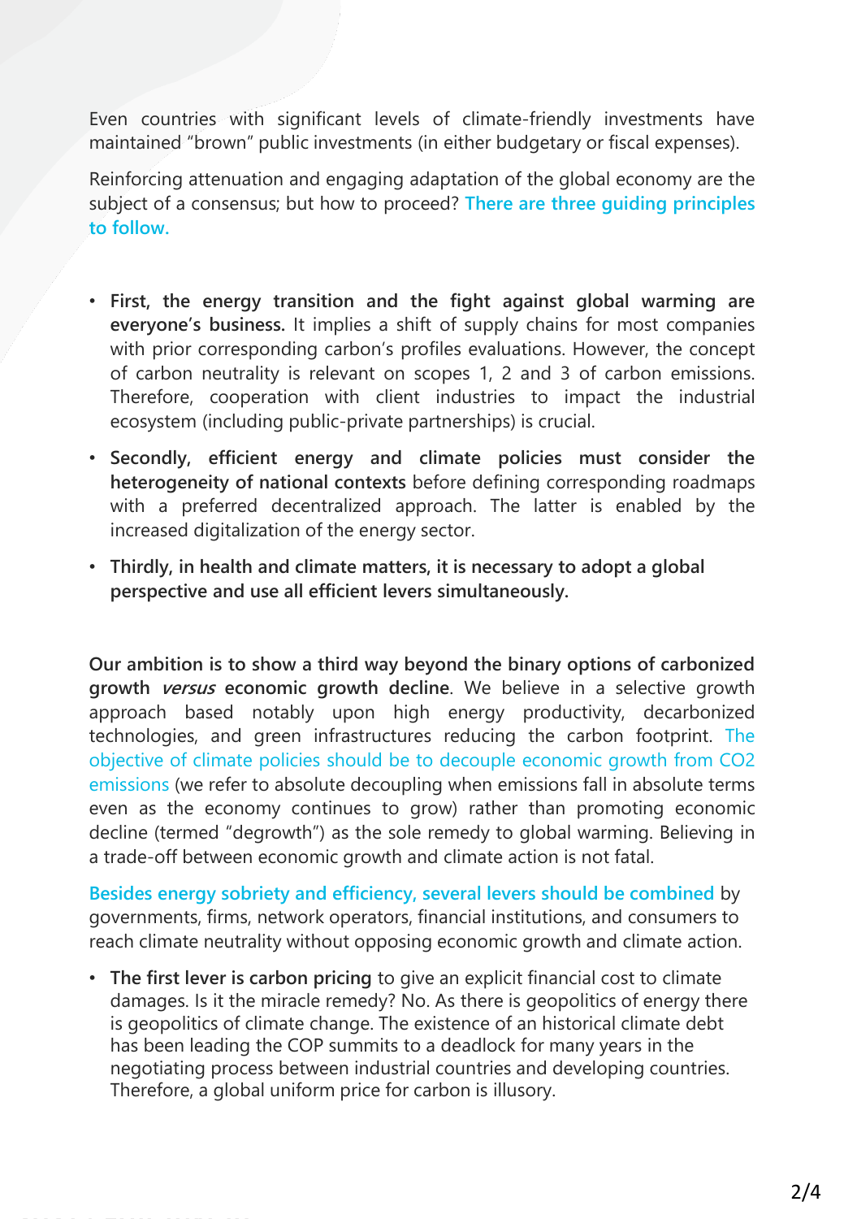Even countries with significant levels of climate-friendly investments have maintained "brown" public investments (in either budgetary or fiscal expenses).

Reinforcing attenuation and engaging adaptation of the global economy are the subject of a consensus; but how to proceed? **There are three guiding principles to follow.**

- **First, the energy transition and the fight against global warming are everyone's business.** It implies a shift of supply chains for most companies with prior corresponding carbon's profiles evaluations. However, the concept of carbon neutrality is relevant on scopes 1, 2 and 3 of carbon emissions. Therefore, cooperation with client industries to impact the industrial ecosystem (including public-private partnerships) is crucial.
- **Secondly, efficient energy and climate policies must consider the heterogeneity of national contexts** before defining corresponding roadmaps with a preferred decentralized approach. The latter is enabled by the increased digitalization of the energy sector.
- **Thirdly, in health and climate matters, it is necessary to adopt a global perspective and use all efficient levers simultaneously.**

**Our ambition is to show a third way beyond the binary options of carbonized growth *versus* economic growth decline**. We believe in a selective growth approach based notably upon high energy productivity, decarbonized technologies, and green infrastructures reducing the carbon footprint. The objective of climate policies should be to decouple economic growth from $CO_2$ emissions (we refer to absolute decoupling when emissions fall in absolute terms even as the economy continues to grow) rather than promoting economic decline (termed "degrowth") as the sole remedy to global warming. Believing in a trade-off between economic growth and climate action is not fatal.

Besides energy sobriety and efficiency, several levers should be combined by governments, firms, network operators, financial institutions, and consumers to reach climate neutrality without opposing economic growth and climate action.

- **The first lever is carbon pricing** to give an explicit financial cost to climate damages. Is it the miracle remedy? No. As there is geopolitics of energy there is geopolitics of climate change. The existence of an historical climate debt has been leading the COP summits to a deadlock for many years in the negotiating process between industrial countries and developing countries. Therefore, a global uniform price for carbon is illusory.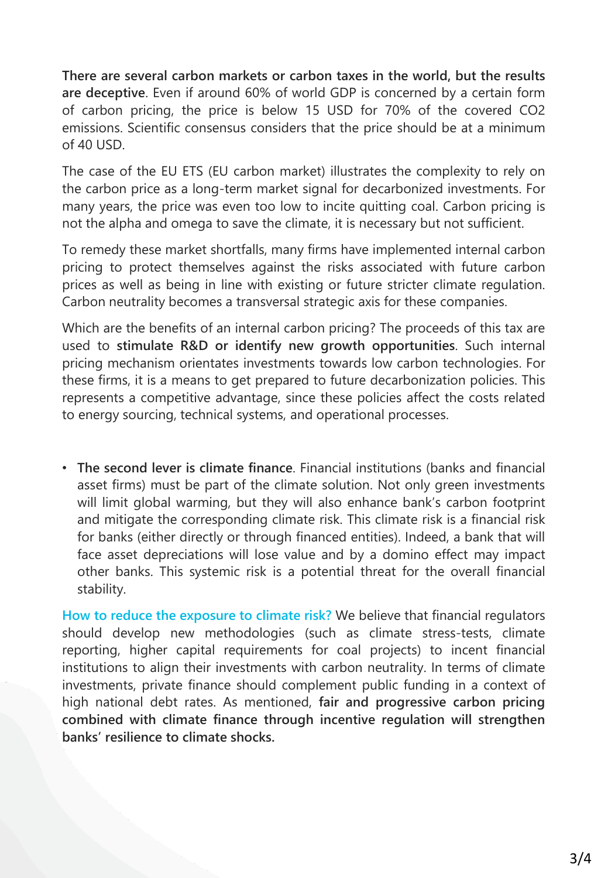**There are several carbon markets or carbon taxes in the world, but the results are deceptive**. Even if around 60% of world GDP is concerned by a certain form of carbon pricing, the price is below 15 USD for 70% of the covered $CO_2$ emissions. Scientific consensus considers that the price should be at a minimum of 40 USD.

The case of the EU ETS (EU carbon market) illustrates the complexity to rely on the carbon price as a long-term market signal for decarbonized investments. For many years, the price was even too low to incite quitting coal. Carbon pricing is not the alpha and omega to save the climate, it is necessary but not sufficient.

To remedy these market shortfalls, many firms have implemented internal carbon pricing to protect themselves against the risks associated with future carbon prices as well as being in line with existing or future stricter climate regulation. Carbon neutrality becomes a transversal strategic axis for these companies.

Which are the benefits of an internal carbon pricing? The proceeds of this tax are used to **stimulate R&D or identify new growth opportunities**. Such internal pricing mechanism orientates investments towards low carbon technologies. For these firms, it is a means to get prepared to future decarbonization policies. This represents a competitive advantage, since these policies affect the costs related to energy sourcing, technical systems, and operational processes.

- **The second lever is climate finance**. Financial institutions (banks and financial asset firms) must be part of the climate solution. Not only green investments will limit global warming, but they will also enhance bank's carbon footprint and mitigate the corresponding climate risk. This climate risk is a financial risk for banks (either directly or through financed entities). Indeed, a bank that will face asset depreciations will lose value and by a domino effect may impact other banks. This systemic risk is a potential threat for the overall financial stability.

**How to reduce the exposure to climate risk?** We believe that financial regulators should develop new methodologies (such as climate stress-tests, climate reporting, higher capital requirements for coal projects) to incent financial institutions to align their investments with carbon neutrality. In terms of climate investments, private finance should complement public funding in a context of high national debt rates. As mentioned, **fair and progressive carbon pricing combined with climate finance through incentive regulation will strengthen banks' resilience to climate shocks.**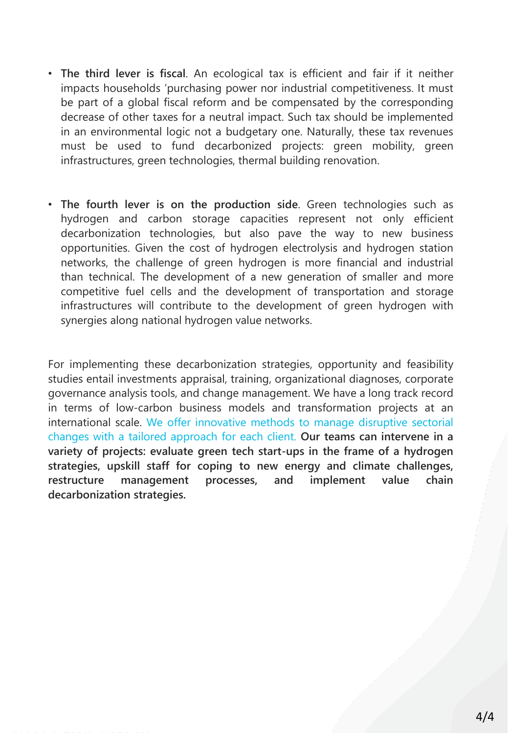- **The third lever is fiscal**. An ecological tax is efficient and fair if it neither impacts households 'purchasing power nor industrial competitiveness. It must be part of a global fiscal reform and be compensated by the corresponding decrease of other taxes for a neutral impact. Such tax should be implemented in an environmental logic not a budgetary one. Naturally, these tax revenues must be used to fund decarbonized projects: green mobility, green infrastructures, green technologies, thermal building renovation.

- **The fourth lever is on the production side**. Green technologies such as hydrogen and carbon storage capacities represent not only efficient decarbonization technologies, but also pave the way to new business opportunities. Given the cost of hydrogen electrolysis and hydrogen station networks, the challenge of green hydrogen is more financial and industrial than technical. The development of a new generation of smaller and more competitive fuel cells and the development of transportation and storage infrastructures will contribute to the development of green hydrogen with synergies along national hydrogen value networks.

For implementing these decarbonization strategies, opportunity and feasibility studies entail investments appraisal, training, organizational diagnoses, corporate governance analysis tools, and change management. We have a long track record in terms of low-carbon business models and transformation projects at an international scale. We offer innovative methods to manage disruptive sectorial changes with a tailored approach for each client. **Our teams can intervene in a variety of projects: evaluate green tech start-ups in the frame of a hydrogen strategies, upskill staff for coping to new energy and climate challenges, restructure management processes, and implement value chain decarbonization strategies.**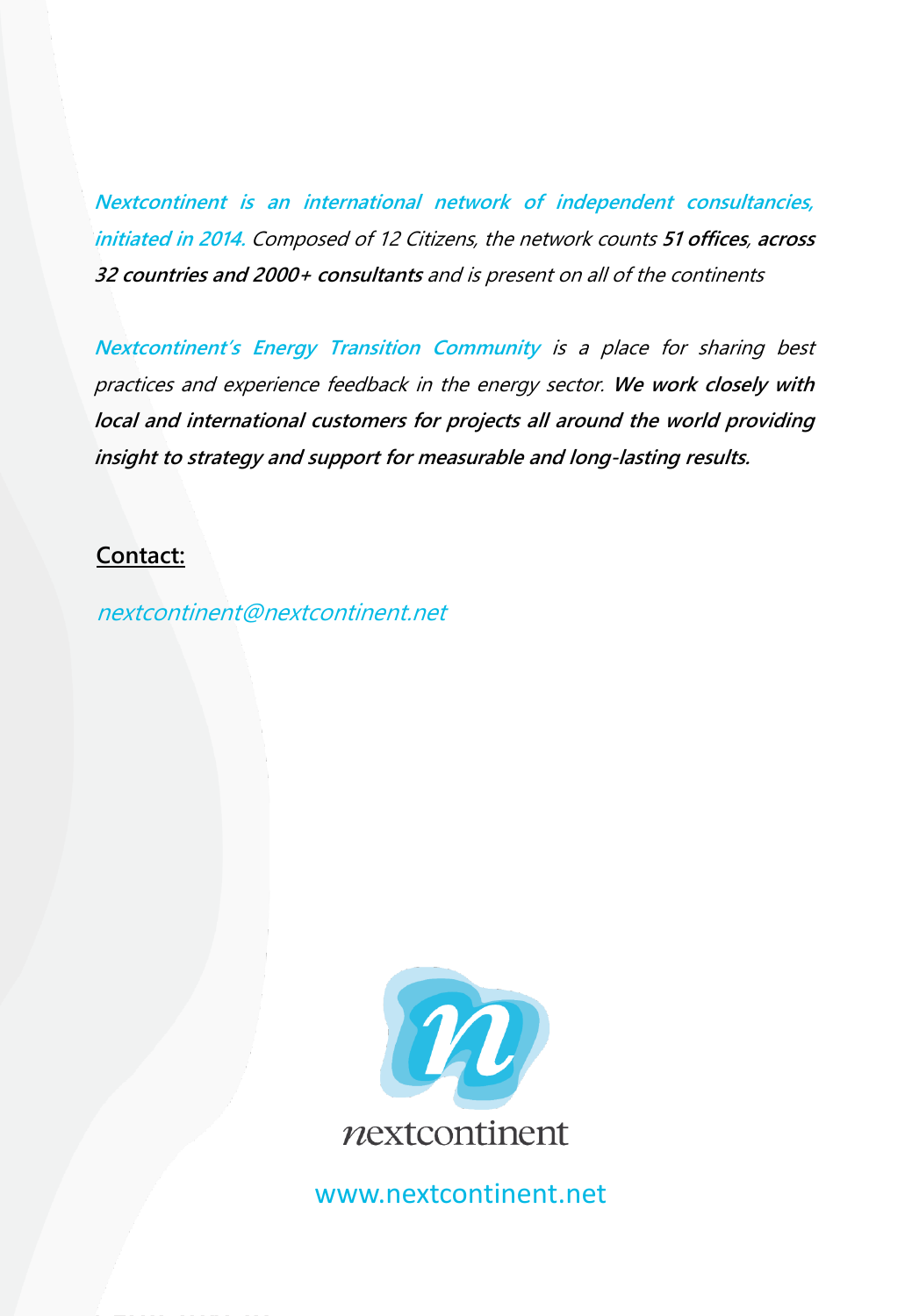***Nextcontinent is an international network of independent consultancies, initiated in 2014.*** *Composed of 12 Citizens, the network counts* ***51 offices****,* ***across 32 countries and 2000+ consultants*** *and is present on all of the continents*

***Nextcontinent's Energy Transition Community*** *is a place for sharing best practices and experience feedback in the energy sector.* ***We work closely with local and international customers for projects all around the world providing insight to strategy and support for measurable and long-lasting results.***

**Contact:**

*nextcontinent@nextcontinent.net*

nextcontinent

www.nextcontinent.net